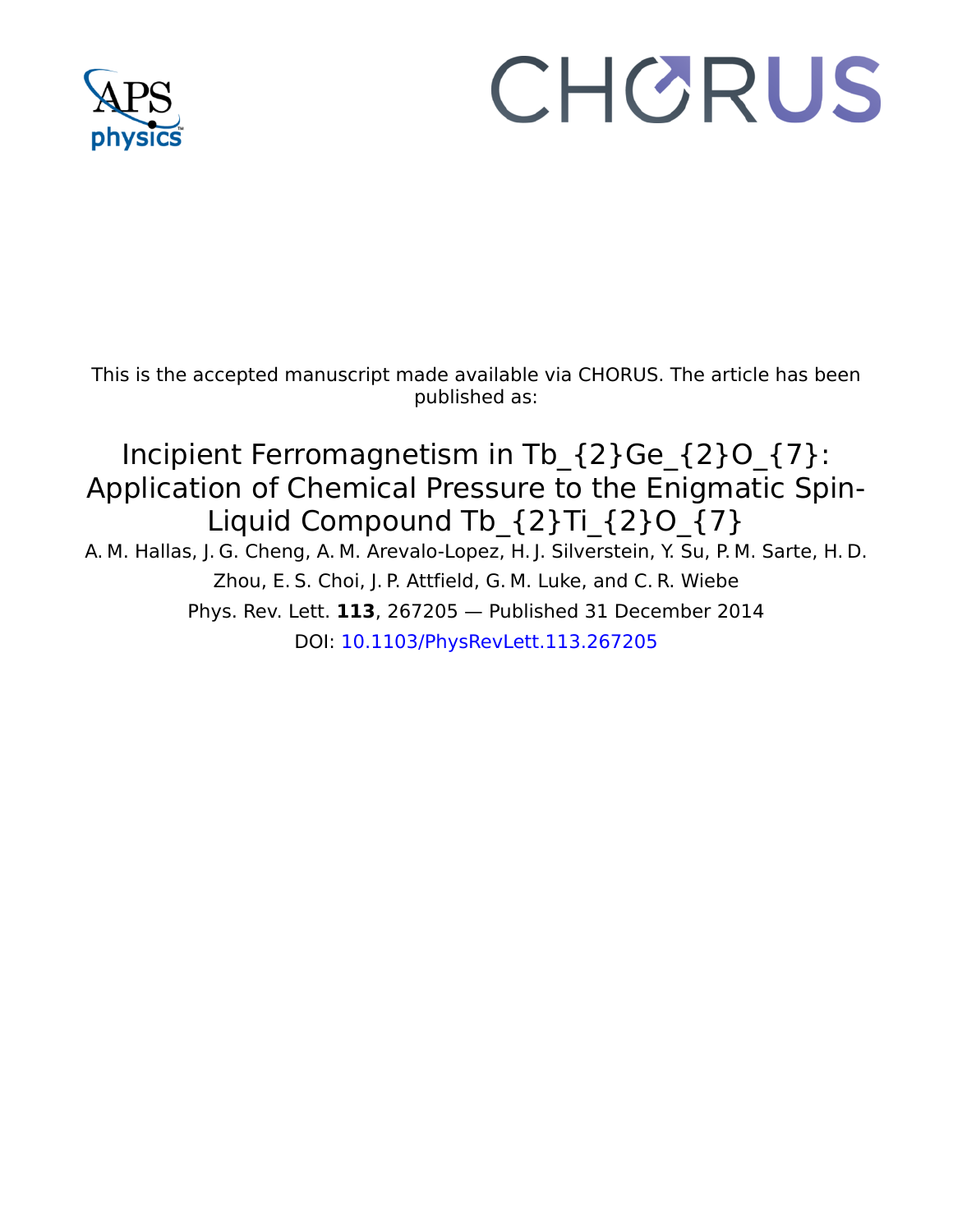This is the accepted manuscript made available via CHORUS. The article has been published as:

# Incipient Ferromagnetism in $Tb_2Ge_2O_7$: Application of Chemical Pressure to the Enigmatic Spin-Liquid Compound $Tb_2Ti_2O_7$

A. M. Hallas, J. G. Cheng, A. M. Arevalo-Lopez, H. J. Silverstein, Y. Su, P. M. Sarte, H. D. Zhou, E. S. Choi, J. P. Attfield, G. M. Luke, and C. R. Wiebe

Phys. Rev. Lett. **113**, 267205 — Published 31 December 2014

DOI: 10.1103/PhysRevLett.113.267205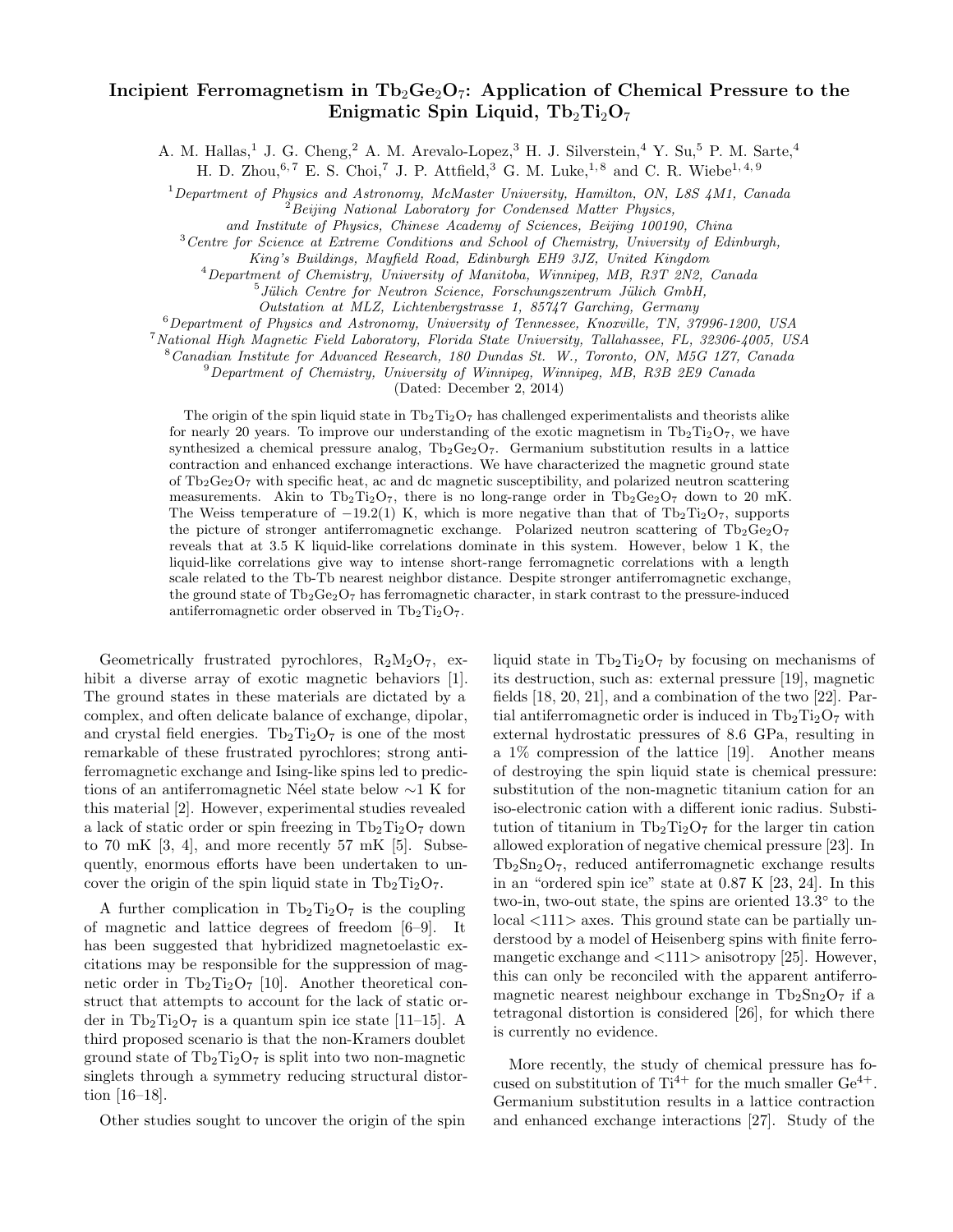# Incipient Ferromagnetism in $Tb_2Ge_2O_7$: Application of Chemical Pressure to the Enigmatic Spin Liquid, $Tb_2Ti_2O_7$

A. M. Hallas,[1] J. G. Cheng,[2] A. M. Arevalo-Lopez,[3] H. J. Silverstein,[4] Y. Su,[5] P. M. Sarte,[4] H. D. Zhou,[6,7] E. S. Choi,[7] J. P. Attfield,[3] G. M. Luke,[1,8] and C. R. Wiebe[1,4,9]

[1]*Department of Physics and Astronomy, McMaster University, Hamilton, ON, L8S 4M1, Canada*
[2]*Beijing National Laboratory for Condensed Matter Physics, and Institute of Physics, Chinese Academy of Sciences, Beijing 100190, China*
[3]*Centre for Science at Extreme Conditions and School of Chemistry, University of Edinburgh, King's Buildings, Mayfield Road, Edinburgh EH9 3JZ, United Kingdom*
[4]*Department of Chemistry, University of Manitoba, Winnipeg, MB, R3T 2N2, Canada*
[5]*Jülich Centre for Neutron Science, Forschungszentrum Jülich GmbH, Outstation at MLZ, Lichtenbergstrasse 1, 85747 Garching, Germany*
[6]*Department of Physics and Astronomy, University of Tennessee, Knoxville, TN, 37996-1200, USA*
[7]*National High Magnetic Field Laboratory, Florida State University, Tallahassee, FL, 32306-4005, USA*
[8]*Canadian Institute for Advanced Research, 180 Dundas St. W., Toronto, ON, M5G 1Z7, Canada*
[9]*Department of Chemistry, University of Winnipeg, Winnipeg, MB, R3B 2E9 Canada*

(Dated: December 2, 2014)

The origin of the spin liquid state in $Tb_2Ti_2O_7$ has challenged experimentalists and theorists alike for nearly 20 years. To improve our understanding of the exotic magnetism in $Tb_2Ti_2O_7$, we have synthesized a chemical pressure analog, $Tb_2Ge_2O_7$. Germanium substitution results in a lattice contraction and enhanced exchange interactions. We have characterized the magnetic ground state of $Tb_2Ge_2O_7$ with specific heat, ac and dc magnetic susceptibility, and polarized neutron scattering measurements. Akin to $Tb_2Ti_2O_7$, there is no long-range order in $Tb_2Ge_2O_7$ down to 20 mK. The Weiss temperature of $-19.2(1)$ K, which is more negative than that of $Tb_2Ti_2O_7$, supports the picture of stronger antiferromagnetic exchange. Polarized neutron scattering of $Tb_2Ge_2O_7$ reveals that at 3.5 K liquid-like correlations dominate in this system. However, below 1 K, the liquid-like correlations give way to intense short-range ferromagnetic correlations with a length scale related to the Tb-Tb nearest neighbor distance. Despite stronger antiferromagnetic exchange, the ground state of $Tb_2Ge_2O_7$ has ferromagnetic character, in stark contrast to the pressure-induced antiferromagnetic order observed in $Tb_2Ti_2O_7$.

Geometrically frustrated pyrochlores, $R_2M_2O_7$, exhibit a diverse array of exotic magnetic behaviors [1]. The ground states in these materials are dictated by a complex, and often delicate balance of exchange, dipolar, and crystal field energies. $Tb_2Ti_2O_7$ is one of the most remarkable of these frustrated pyrochlores; strong antiferromagnetic exchange and Ising-like spins led to predictions of an antiferromagnetic Néel state below ∼1 K for this material [2]. However, experimental studies revealed a lack of static order or spin freezing in $Tb_2Ti_2O_7$ down to 70 mK [3, 4], and more recently 57 mK [5]. Subsequently, enormous efforts have been undertaken to uncover the origin of the spin liquid state in $Tb_2Ti_2O_7$.

A further complication in $Tb_2Ti_2O_7$ is the coupling of magnetic and lattice degrees of freedom [6–9]. It has been suggested that hybridized magnetoelastic excitations may be responsible for the suppression of magnetic order in $Tb_2Ti_2O_7$ [10]. Another theoretical construct that attempts to account for the lack of static order in $Tb_2Ti_2O_7$ is a quantum spin ice state [11–15]. A third proposed scenario is that the non-Kramers doublet ground state of $Tb_2Ti_2O_7$ is split into two non-magnetic singlets through a symmetry reducing structural distortion [16–18].

Other studies sought to uncover the origin of the spin liquid state in $Tb_2Ti_2O_7$ by focusing on mechanisms of its destruction, such as: external pressure [19], magnetic fields [18, 20, 21], and a combination of the two [22]. Partial antiferromagnetic order is induced in $Tb_2Ti_2O_7$ with external hydrostatic pressures of 8.6 GPa, resulting in a 1% compression of the lattice [19]. Another means of destroying the spin liquid state is chemical pressure: substitution of the non-magnetic titanium cation for an iso-electronic cation with a different ionic radius. Substitution of titanium in $Tb_2Ti_2O_7$ for the larger tin cation allowed exploration of negative chemical pressure [23]. In $Tb_2Sn_2O_7$, reduced antiferromagnetic exchange results in an "ordered spin ice" state at 0.87 K [23, 24]. In this two-in, two-out state, the spins are oriented 13.3° to the local <111> axes. This ground state can be partially understood by a model of Heisenberg spins with finite ferromangetic exchange and <111> anisotropy [25]. However, this can only be reconciled with the apparent antiferromagnetic nearest neighbour exchange in $Tb_2Sn_2O_7$ if a tetragonal distortion is considered [26], for which there is currently no evidence.

More recently, the study of chemical pressure has focused on substitution of $Ti^{4+}$ for the much smaller $Ge^{4+}$. Germanium substitution results in a lattice contraction and enhanced exchange interactions [27]. Study of the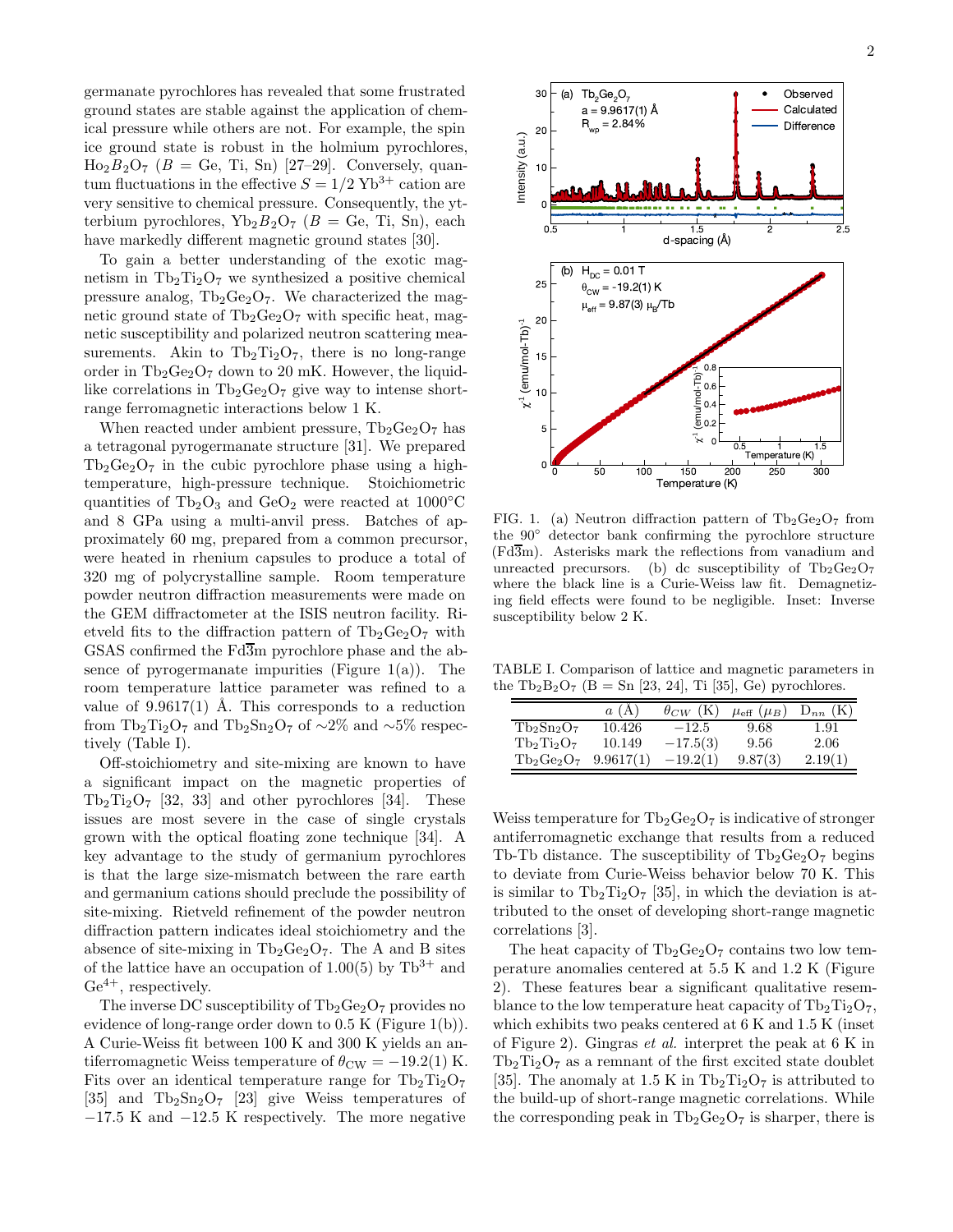germanate pyrochlores has revealed that some frustrated ground states are stable against the application of chemical pressure while others are not. For example, the spin ice ground state is robust in the holmium pyrochlores, $Ho_2B_2O_7$ ($B$ = Ge, Ti, Sn) [27–29]. Conversely, quantum fluctuations in the effective $S = 1/2$ $Yb^{3+}$ cation are very sensitive to chemical pressure. Consequently, the ytterbium pyrochlores, $Yb_2B_2O_7$ ($B$ = Ge, Ti, Sn), each have markedly different magnetic ground states [30].

To gain a better understanding of the exotic magnetism in $Tb_2Ti_2O_7$ we synthesized a positive chemical pressure analog, $Tb_2Ge_2O_7$. We characterized the magnetic ground state of $Tb_2Ge_2O_7$ with specific heat, magnetic susceptibility and polarized neutron scattering measurements. Akin to $Tb_2Ti_2O_7$, there is no long-range order in $Tb_2Ge_2O_7$ down to 20 mK. However, the liquid-like correlations in $Tb_2Ge_2O_7$ give way to intense short-range ferromagnetic interactions below 1 K.

When reacted under ambient pressure, $Tb_2Ge_2O_7$ has a tetragonal pyrogermanate structure [31]. We prepared $Tb_2Ge_2O_7$ in the cubic pyrochlore phase using a high-temperature, high-pressure technique. Stoichiometric quantities of $Tb_2O_3$ and $GeO_2$ were reacted at 1000°C and 8 GPa using a multi-anvil press. Batches of approximately 60 mg, prepared from a common precursor, were heated in rhenium capsules to produce a total of 320 mg of polycrystalline sample. Room temperature powder neutron diffraction measurements were made on the GEM diffractometer at the ISIS neutron facility. Rietveld fits to the diffraction pattern of $Tb_2Ge_2O_7$ with GSAS confirmed the $Fd\overline{3}m$ pyrochlore phase and the absence of pyrogermanate impurities (Figure 1(a)). The room temperature lattice parameter was refined to a value of 9.9617(1) Å. This corresponds to a reduction from $Tb_2Ti_2O_7$ and $Tb_2Sn_2O_7$ of ∼2% and ∼5% respectively (Table I).

Off-stoichiometry and site-mixing are known to have a significant impact on the magnetic properties of $Tb_2Ti_2O_7$ [32, 33] and other pyrochlores [34]. These issues are most severe in the case of single crystals grown with the optical floating zone technique [34]. A key advantage to the study of germanium pyrochlores is that the large size-mismatch between the rare earth and germanium cations should preclude the possibility of site-mixing. Rietveld refinement of the powder neutron diffraction pattern indicates ideal stoichiometry and the absence of site-mixing in $Tb_2Ge_2O_7$. The A and B sites of the lattice have an occupation of 1.00(5) by $Tb^{3+}$ and $Ge^{4+}$, respectively.

The inverse DC susceptibility of $Tb_2Ge_2O_7$ provides no evidence of long-range order down to 0.5 K (Figure 1(b)). A Curie-Weiss fit between 100 K and 300 K yields an antiferromagnetic Weiss temperature of $\theta_{CW} = -19.2(1)$ K. Fits over an identical temperature range for $Tb_2Ti_2O_7$ [35] and $Tb_2Sn_2O_7$ [23] give Weiss temperatures of −17.5 K and −12.5 K respectively. The more negative

FIG. 1. (a) Neutron diffraction pattern of $Tb_2Ge_2O_7$ from the 90° detector bank confirming the pyrochlore structure ($Fd\overline{3}m$). Asterisks mark the reflections from vanadium and unreacted precursors. (b) dc susceptibility of $Tb_2Ge_2O_7$ where the black line is a Curie-Weiss law fit. Demagnetizing field effects were found to be negligible. Inset: Inverse susceptibility below 2 K.

TABLE I. Comparison of lattice and magnetic parameters in the $Tb_2B_2O_7$ (B = Sn [23, 24], Ti [35], Ge) pyrochlores.

| | $a$ (Å) | $\theta_{CW}$ (K) | $\mu_{\rm eff}$ ($\mu_B$) | $D_{nn}$ (K) |
|---|---|---|---|---|
| $Tb_2Sn_2O_7$ | 10.426 | −12.5 | 9.68 | 1.91 |
| $Tb_2Ti_2O_7$ | 10.149 | −17.5(3) | 9.56 | 2.06 |
| $Tb_2Ge_2O_7$ | 9.9617(1) | −19.2(1) | 9.87(3) | 2.19(1) |

Weiss temperature for $Tb_2Ge_2O_7$ is indicative of stronger antiferromagnetic exchange that results from a reduced Tb-Tb distance. The susceptibility of $Tb_2Ge_2O_7$ begins to deviate from Curie-Weiss behavior below 70 K. This is similar to $Tb_2Ti_2O_7$ [35], in which the deviation is attributed to the onset of developing short-range magnetic correlations [3].

The heat capacity of $Tb_2Ge_2O_7$ contains two low temperature anomalies centered at 5.5 K and 1.2 K (Figure 2). These features bear a significant qualitative resemblance to the low temperature heat capacity of $Tb_2Ti_2O_7$, which exhibits two peaks centered at 6 K and 1.5 K (inset of Figure 2). Gingras *et al.* interpret the peak at 6 K in $Tb_2Ti_2O_7$ as a remnant of the first excited state doublet [35]. The anomaly at 1.5 K in $Tb_2Ti_2O_7$ is attributed to the build-up of short-range magnetic correlations. While the corresponding peak in $Tb_2Ge_2O_7$ is sharper, there is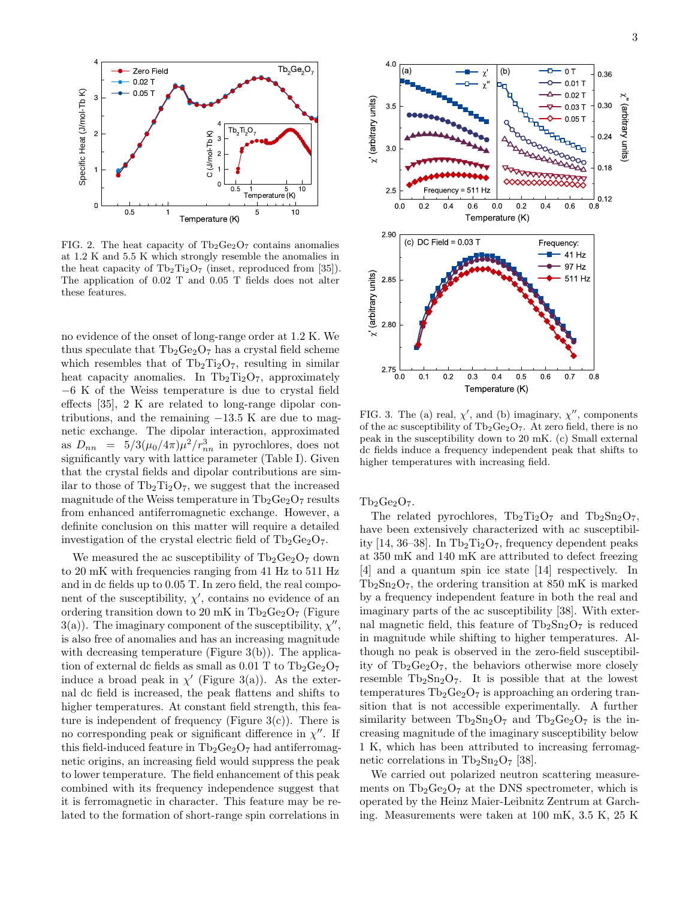FIG. 2. The heat capacity of $Tb_2Ge_2O_7$ contains anomalies at 1.2 K and 5.5 K which strongly resemble the anomalies in the heat capacity of $Tb_2Ti_2O_7$ (inset, reproduced from [35]). The application of 0.02 T and 0.05 T fields does not alter these features.

no evidence of the onset of long-range order at 1.2 K. We thus speculate that $Tb_2Ge_2O_7$ has a crystal field scheme which resembles that of $Tb_2Ti_2O_7$, resulting in similar heat capacity anomalies. In $Tb_2Ti_2O_7$, approximately −6 K of the Weiss temperature is due to crystal field effects [35], 2 K are related to long-range dipolar contributions, and the remaining −13.5 K are due to magnetic exchange. The dipolar interaction, approximated as $D_{nn} = 5/3(\mu_0/4\pi)\mu^2/r_{nn}^3$ in pyrochlores, does not significantly vary with lattice parameter (Table I). Given that the crystal fields and dipolar contributions are similar to those of $Tb_2Ti_2O_7$, we suggest that the increased magnitude of the Weiss temperature in $Tb_2Ge_2O_7$ results from enhanced antiferromagnetic exchange. However, a definite conclusion on this matter will require a detailed investigation of the crystal electric field of $Tb_2Ge_2O_7$.

We measured the ac susceptibility of $Tb_2Ge_2O_7$ down to 20 mK with frequencies ranging from 41 Hz to 511 Hz and in dc fields up to 0.05 T. In zero field, the real component of the susceptibility, $\chi'$, contains no evidence of an ordering transition down to 20 mK in $Tb_2Ge_2O_7$ (Figure 3(a)). The imaginary component of the susceptibility, $\chi''$, is also free of anomalies and has an increasing magnitude with decreasing temperature (Figure 3(b)). The application of external dc fields as small as 0.01 T to $Tb_2Ge_2O_7$ induce a broad peak in $\chi'$ (Figure 3(a)). As the external dc field is increased, the peak flattens and shifts to higher temperatures. At constant field strength, this feature is independent of frequency (Figure 3(c)). There is no corresponding peak or significant difference in $\chi''$. If this field-induced feature in $Tb_2Ge_2O_7$ had antiferromagnetic origins, an increasing field would suppress the peak to lower temperature. The field enhancement of this peak combined with its frequency independence suggest that it is ferromagnetic in character. This feature may be related to the formation of short-range spin correlations in $Tb_2Ge_2O_7$.

FIG. 3. The (a) real, $\chi'$, and (b) imaginary, $\chi''$, components of the ac susceptibility of $Tb_2Ge_2O_7$. At zero field, there is no peak in the susceptibility down to 20 mK. (c) Small external dc fields induce a frequency independent peak that shifts to higher temperatures with increasing field.

The related pyrochlores, $Tb_2Ti_2O_7$ and $Tb_2Sn_2O_7$, have been extensively characterized with ac susceptibility [14, 36–38]. In $Tb_2Ti_2O_7$, frequency dependent peaks at 350 mK and 140 mK are attributed to defect freezing [4] and a quantum spin ice state [14] respectively. In $Tb_2Sn_2O_7$, the ordering transition at 850 mK is marked by a frequency independent feature in both the real and imaginary parts of the ac susceptibility [38]. With external magnetic field, this feature of $Tb_2Sn_2O_7$ is reduced in magnitude while shifting to higher temperatures. Although no peak is observed in the zero-field susceptibility of $Tb_2Ge_2O_7$, the behaviors otherwise more closely resemble $Tb_2Sn_2O_7$. It is possible that at the lowest temperatures $Tb_2Ge_2O_7$ is approaching an ordering transition that is not accessible experimentally. A further similarity between $Tb_2Sn_2O_7$ and $Tb_2Ge_2O_7$ is the increasing magnitude of the imaginary susceptibility below 1 K, which has been attributed to increasing ferromagnetic correlations in $Tb_2Sn_2O_7$ [38].

We carried out polarized neutron scattering measurements on $Tb_2Ge_2O_7$ at the DNS spectrometer, which is operated by the Heinz Maier-Leibnitz Zentrum at Garching. Measurements were taken at 100 mK, 3.5 K, 25 K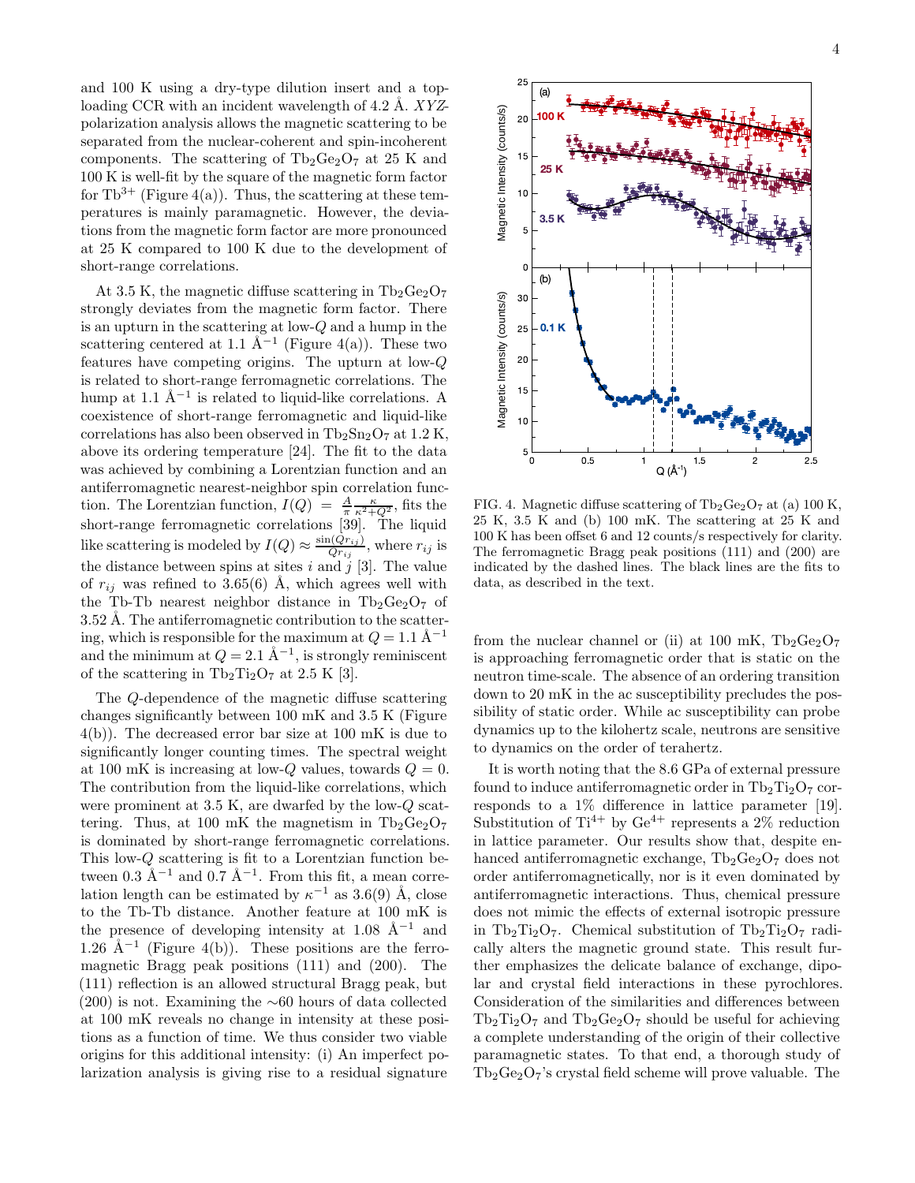and 100 K using a dry-type dilution insert and a top-loading CCR with an incident wavelength of 4.2 Å. *XYZ*-polarization analysis allows the magnetic scattering to be separated from the nuclear-coherent and spin-incoherent components. The scattering of $Tb_2Ge_2O_7$ at 25 K and 100 K is well-fit by the square of the magnetic form factor for $Tb^{3+}$ (Figure 4(a)). Thus, the scattering at these temperatures is mainly paramagnetic. However, the deviations from the magnetic form factor are more pronounced at 25 K compared to 100 K due to the development of short-range correlations.

At 3.5 K, the magnetic diffuse scattering in $Tb_2Ge_2O_7$ strongly deviates from the magnetic form factor. There is an upturn in the scattering at low-$Q$ and a hump in the scattering centered at 1.1 Å$^{-1}$ (Figure 4(a)). These two features have competing origins. The upturn at low-$Q$ is related to short-range ferromagnetic correlations. The hump at 1.1 Å$^{-1}$ is related to liquid-like correlations. A coexistence of short-range ferromagnetic and liquid-like correlations has also been observed in $Tb_2Sn_2O_7$ at 1.2 K, above its ordering temperature [24]. The fit to the data was achieved by combining a Lorentzian function and an antiferromagnetic nearest-neighbor spin correlation function. The Lorentzian function, $I(Q) = \frac{A}{\pi}\frac{\kappa}{\kappa^2+Q^2}$, fits the short-range ferromagnetic correlations [39]. The liquid like scattering is modeled by $I(Q) \approx \frac{\sin(Qr_{ij})}{Qr_{ij}}$, where $r_{ij}$ is the distance between spins at sites $i$ and $j$ [3]. The value of $r_{ij}$ was refined to 3.65(6) Å, which agrees well with the Tb-Tb nearest neighbor distance in $Tb_2Ge_2O_7$ of 3.52 Å. The antiferromagnetic contribution to the scattering, which is responsible for the maximum at $Q = 1.1$ Å$^{-1}$ and the minimum at $Q = 2.1$ Å$^{-1}$, is strongly reminiscent of the scattering in $Tb_2Ti_2O_7$ at 2.5 K [3].

The $Q$-dependence of the magnetic diffuse scattering changes significantly between 100 mK and 3.5 K (Figure 4(b)). The decreased error bar size at 100 mK is due to significantly longer counting times. The spectral weight at 100 mK is increasing at low-$Q$ values, towards $Q = 0$. The contribution from the liquid-like correlations, which were prominent at 3.5 K, are dwarfed by the low-$Q$ scattering. Thus, at 100 mK the magnetism in $Tb_2Ge_2O_7$ is dominated by short-range ferromagnetic correlations. This low-$Q$ scattering is fit to a Lorentzian function between 0.3 Å$^{-1}$ and 0.7 Å$^{-1}$. From this fit, a mean correlation length can be estimated by $\kappa^{-1}$ as 3.6(9) Å, close to the Tb-Tb distance. Another feature at 100 mK is the presence of developing intensity at 1.08 Å$^{-1}$ and 1.26 Å$^{-1}$ (Figure 4(b)). These positions are the ferromagnetic Bragg peak positions (111) and (200). The (111) reflection is an allowed structural Bragg peak, but (200) is not. Examining the ~60 hours of data collected at 100 mK reveals no change in intensity at these positions as a function of time. We thus consider two viable origins for this additional intensity: (i) An imperfect polarization analysis is giving rise to a residual signature from the nuclear channel or (ii) at 100 mK, $Tb_2Ge_2O_7$ is approaching ferromagnetic order that is static on the neutron time-scale. The absence of an ordering transition down to 20 mK in the ac susceptibility precludes the possibility of static order. While ac susceptibility can probe dynamics up to the kilohertz scale, neutrons are sensitive to dynamics on the order of terahertz.

FIG. 4. Magnetic diffuse scattering of $Tb_2Ge_2O_7$ at (a) 100 K, 25 K, 3.5 K and (b) 100 mK. The scattering at 25 K and 100 K has been offset 6 and 12 counts/s respectively for clarity. The ferromagnetic Bragg peak positions (111) and (200) are indicated by the dashed lines. The black lines are the fits to data, as described in the text.

It is worth noting that the 8.6 GPa of external pressure found to induce antiferromagnetic order in $Tb_2Ti_2O_7$ corresponds to a 1% difference in lattice parameter [19]. Substitution of $Ti^{4+}$ by $Ge^{4+}$ represents a 2% reduction in lattice parameter. Our results show that, despite enhanced antiferromagnetic exchange, $Tb_2Ge_2O_7$ does not order antiferromagnetically, nor is it even dominated by antiferromagnetic interactions. Thus, chemical pressure does not mimic the effects of external isotropic pressure in $Tb_2Ti_2O_7$. Chemical substitution of $Tb_2Ti_2O_7$ radically alters the magnetic ground state. This result further emphasizes the delicate balance of exchange, dipolar and crystal field interactions in these pyrochlores. Consideration of the similarities and differences between $Tb_2Ti_2O_7$ and $Tb_2Ge_2O_7$ should be useful for achieving a complete understanding of the origin of their collective paramagnetic states. To that end, a thorough study of $Tb_2Ge_2O_7$'s crystal field scheme will prove valuable. The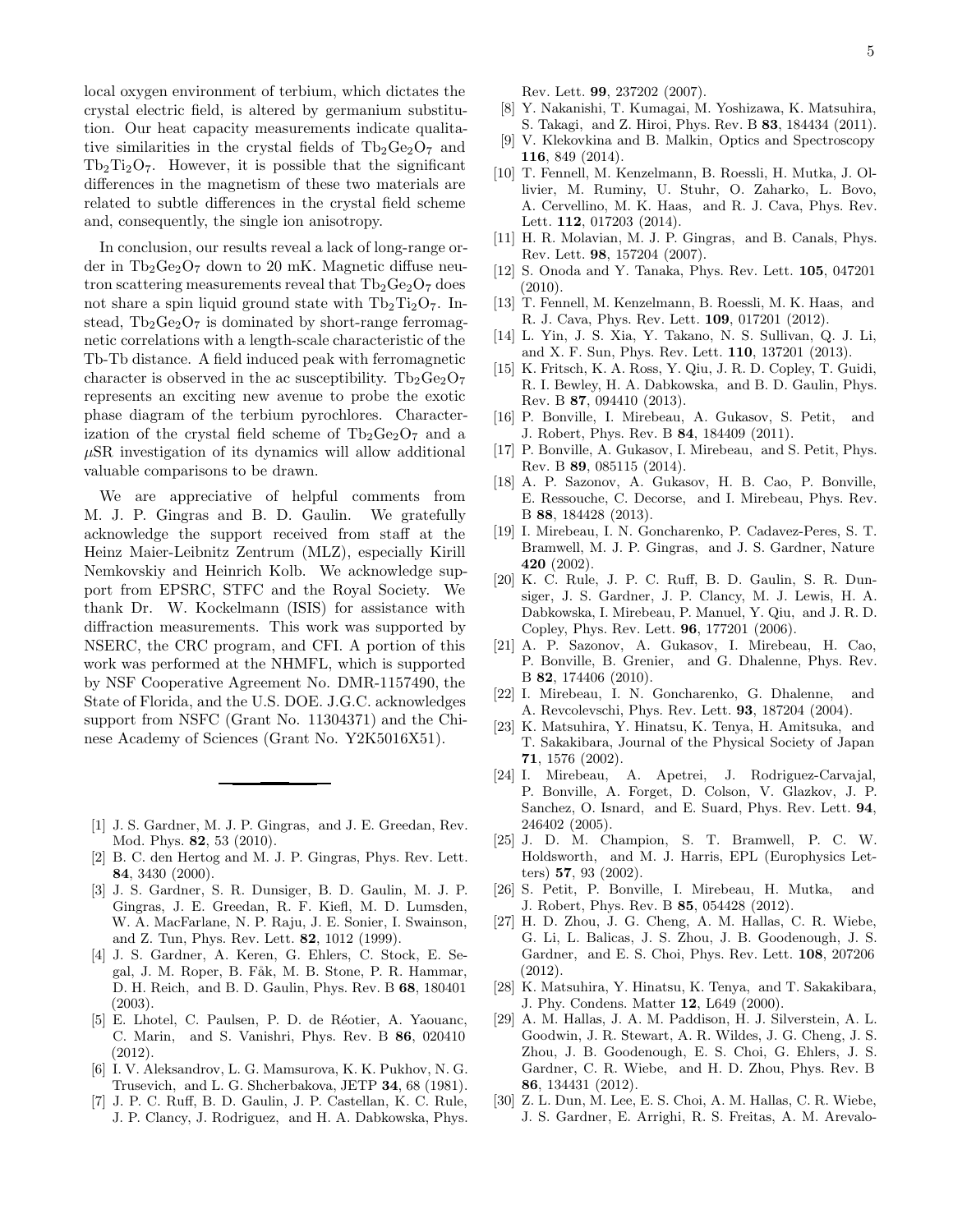local oxygen environment of terbium, which dictates the crystal electric field, is altered by germanium substitution. Our heat capacity measurements indicate qualitative similarities in the crystal fields of $Tb_2Ge_2O_7$ and $Tb_2Ti_2O_7$. However, it is possible that the significant differences in the magnetism of these two materials are related to subtle differences in the crystal field scheme and, consequently, the single ion anisotropy.

In conclusion, our results reveal a lack of long-range order in $Tb_2Ge_2O_7$ down to 20 mK. Magnetic diffuse neutron scattering measurements reveal that $Tb_2Ge_2O_7$ does not share a spin liquid ground state with $Tb_2Ti_2O_7$. Instead, $Tb_2Ge_2O_7$ is dominated by short-range ferromagnetic correlations with a length-scale characteristic of the Tb-Tb distance. A field induced peak with ferromagnetic character is observed in the ac susceptibility. $Tb_2Ge_2O_7$ represents an exciting new avenue to probe the exotic phase diagram of the terbium pyrochlores. Characterization of the crystal field scheme of $Tb_2Ge_2O_7$ and a $\mu$SR investigation of its dynamics will allow additional valuable comparisons to be drawn.

We are appreciative of helpful comments from M. J. P. Gingras and B. D. Gaulin. We gratefully acknowledge the support received from staff at the Heinz Maier-Leibnitz Zentrum (MLZ), especially Kirill Nemkovskiy and Heinrich Kolb. We acknowledge support from EPSRC, STFC and the Royal Society. We thank Dr. W. Kockelmann (ISIS) for assistance with diffraction measurements. This work was supported by NSERC, the CRC program, and CFI. A portion of this work was performed at the NHMFL, which is supported by NSF Cooperative Agreement No. DMR-1157490, the State of Florida, and the U.S. DOE. J.G.C. acknowledges support from NSFC (Grant No. 11304371) and the Chinese Academy of Sciences (Grant No. Y2K5016X51).

---

[1] J. S. Gardner, M. J. P. Gingras, and J. E. Greedan, Rev. Mod. Phys. **82**, 53 (2010).

[2] B. C. den Hertog and M. J. P. Gingras, Phys. Rev. Lett. **84**, 3430 (2000).

[3] J. S. Gardner, S. R. Dunsiger, B. D. Gaulin, M. J. P. Gingras, J. E. Greedan, R. F. Kiefl, M. D. Lumsden, W. A. MacFarlane, N. P. Raju, J. E. Sonier, I. Swainson, and Z. Tun, Phys. Rev. Lett. **82**, 1012 (1999).

[4] J. S. Gardner, A. Keren, G. Ehlers, C. Stock, E. Segal, J. M. Roper, B. Fåk, M. B. Stone, P. R. Hammar, D. H. Reich, and B. D. Gaulin, Phys. Rev. B **68**, 180401 (2003).

[5] E. Lhotel, C. Paulsen, P. D. de Réotier, A. Yaouanc, C. Marin, and S. Vanishri, Phys. Rev. B **86**, 020410 (2012).

[6] I. V. Aleksandrov, L. G. Mamsurova, K. K. Pukhov, N. G. Trusevich, and L. G. Shcherbakova, JETP **34**, 68 (1981).

[7] J. P. C. Ruff, B. D. Gaulin, J. P. Castellan, K. C. Rule, J. P. Clancy, J. Rodriguez, and H. A. Dabkowska, Phys. Rev. Lett. **99**, 237202 (2007).

[8] Y. Nakanishi, T. Kumagai, M. Yoshizawa, K. Matsuhira, S. Takagi, and Z. Hiroi, Phys. Rev. B **83**, 184434 (2011).

[9] V. Klekovkina and B. Malkin, Optics and Spectroscopy **116**, 849 (2014).

[10] T. Fennell, M. Kenzelmann, B. Roessli, H. Mutka, J. Ollivier, M. Ruminy, U. Stuhr, O. Zaharko, L. Bovo, A. Cervellino, M. K. Haas, and R. J. Cava, Phys. Rev. Lett. **112**, 017203 (2014).

[11] H. R. Molavian, M. J. P. Gingras, and B. Canals, Phys. Rev. Lett. **98**, 157204 (2007).

[12] S. Onoda and Y. Tanaka, Phys. Rev. Lett. **105**, 047201 (2010).

[13] T. Fennell, M. Kenzelmann, B. Roessli, M. K. Haas, and R. J. Cava, Phys. Rev. Lett. **109**, 017201 (2012).

[14] L. Yin, J. S. Xia, Y. Takano, N. S. Sullivan, Q. J. Li, and X. F. Sun, Phys. Rev. Lett. **110**, 137201 (2013).

[15] K. Fritsch, K. A. Ross, Y. Qiu, J. R. D. Copley, T. Guidi, R. I. Bewley, H. A. Dabkowska, and B. D. Gaulin, Phys. Rev. B **87**, 094410 (2013).

[16] P. Bonville, I. Mirebeau, A. Gukasov, S. Petit, and J. Robert, Phys. Rev. B **84**, 184409 (2011).

[17] P. Bonville, A. Gukasov, I. Mirebeau, and S. Petit, Phys. Rev. B **89**, 085115 (2014).

[18] A. P. Sazonov, A. Gukasov, H. B. Cao, P. Bonville, E. Ressouche, C. Decorse, and I. Mirebeau, Phys. Rev. B **88**, 184428 (2013).

[19] I. Mirebeau, I. N. Goncharenko, P. Cadavez-Peres, S. T. Bramwell, M. J. P. Gingras, and J. S. Gardner, Nature **420** (2002).

[20] K. C. Rule, J. P. C. Ruff, B. D. Gaulin, S. R. Dunsiger, J. S. Gardner, J. P. Clancy, M. J. Lewis, H. A. Dabkowska, I. Mirebeau, P. Manuel, Y. Qiu, and J. R. D. Copley, Phys. Rev. Lett. **96**, 177201 (2006).

[21] A. P. Sazonov, A. Gukasov, I. Mirebeau, H. Cao, P. Bonville, B. Grenier, and G. Dhalenne, Phys. Rev. B **82**, 174406 (2010).

[22] I. Mirebeau, I. N. Goncharenko, G. Dhalenne, and A. Revcolevschi, Phys. Rev. Lett. **93**, 187204 (2004).

[23] K. Matsuhira, Y. Hinatsu, K. Tenya, H. Amitsuka, and T. Sakakibara, Journal of the Physical Society of Japan **71**, 1576 (2002).

[24] I. Mirebeau, A. Apetrei, J. Rodriguez-Carvajal, P. Bonville, A. Forget, D. Colson, V. Glazkov, J. P. Sanchez, O. Isnard, and E. Suard, Phys. Rev. Lett. **94**, 246402 (2005).

[25] J. D. M. Champion, S. T. Bramwell, P. C. W. Holdsworth, and M. J. Harris, EPL (Europhysics Letters) **57**, 93 (2002).

[26] S. Petit, P. Bonville, I. Mirebeau, H. Mutka, and J. Robert, Phys. Rev. B **85**, 054428 (2012).

[27] H. D. Zhou, J. G. Cheng, A. M. Hallas, C. R. Wiebe, G. Li, L. Balicas, J. S. Zhou, J. B. Goodenough, J. S. Gardner, and E. S. Choi, Phys. Rev. Lett. **108**, 207206 (2012).

[28] K. Matsuhira, Y. Hinatsu, K. Tenya, and T. Sakakibara, J. Phy. Condens. Matter **12**, L649 (2000).

[29] A. M. Hallas, J. A. M. Paddison, H. J. Silverstein, A. L. Goodwin, J. R. Stewart, A. R. Wildes, J. G. Cheng, J. S. Zhou, J. B. Goodenough, E. S. Choi, G. Ehlers, J. S. Gardner, C. R. Wiebe, and H. D. Zhou, Phys. Rev. B **86**, 134431 (2012).

[30] Z. L. Dun, M. Lee, E. S. Choi, A. M. Hallas, C. R. Wiebe, J. S. Gardner, E. Arrighi, R. S. Freitas, A. M. Arevalo-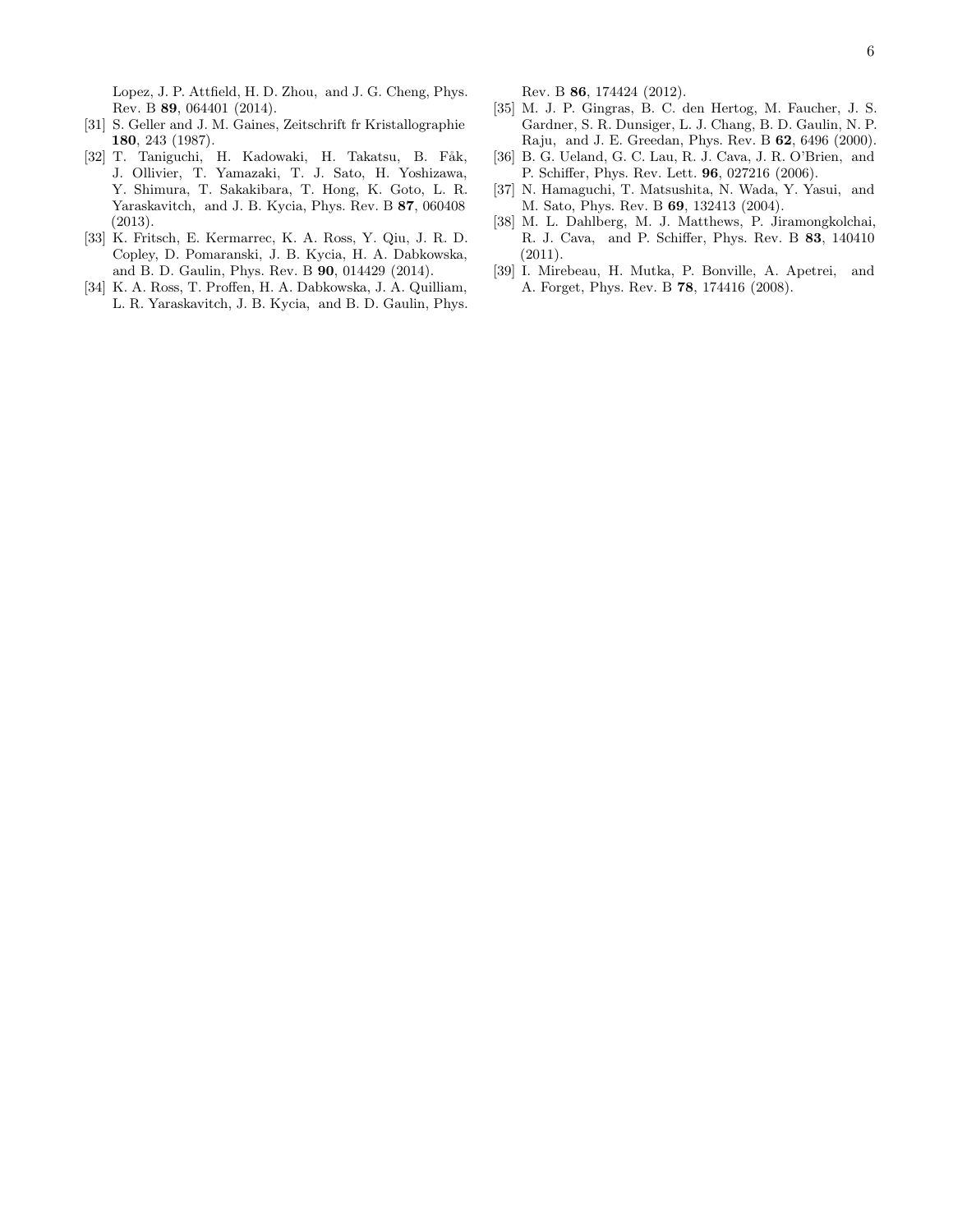Lopez, J. P. Attfield, H. D. Zhou, and J. G. Cheng, Phys. Rev. B **89**, 064401 (2014).

[31] S. Geller and J. M. Gaines, Zeitschrift fr Kristallographie **180**, 243 (1987).

[32] T. Taniguchi, H. Kadowaki, H. Takatsu, B. Fåk, J. Ollivier, T. Yamazaki, T. J. Sato, H. Yoshizawa, Y. Shimura, T. Sakakibara, T. Hong, K. Goto, L. R. Yaraskavitch, and J. B. Kycia, Phys. Rev. B **87**, 060408 (2013).

[33] K. Fritsch, E. Kermarrec, K. A. Ross, Y. Qiu, J. R. D. Copley, D. Pomaranski, J. B. Kycia, H. A. Dabkowska, and B. D. Gaulin, Phys. Rev. B **90**, 014429 (2014).

[34] K. A. Ross, T. Proffen, H. A. Dabkowska, J. A. Quilliam, L. R. Yaraskavitch, J. B. Kycia, and B. D. Gaulin, Phys. Rev. B **86**, 174424 (2012).

[35] M. J. P. Gingras, B. C. den Hertog, M. Faucher, J. S. Gardner, S. R. Dunsiger, L. J. Chang, B. D. Gaulin, N. P. Raju, and J. E. Greedan, Phys. Rev. B **62**, 6496 (2000).

[36] B. G. Ueland, G. C. Lau, R. J. Cava, J. R. O'Brien, and P. Schiffer, Phys. Rev. Lett. **96**, 027216 (2006).

[37] N. Hamaguchi, T. Matsushita, N. Wada, Y. Yasui, and M. Sato, Phys. Rev. B **69**, 132413 (2004).

[38] M. L. Dahlberg, M. J. Matthews, P. Jiramongkolchai, R. J. Cava, and P. Schiffer, Phys. Rev. B **83**, 140410 (2011).

[39] I. Mirebeau, H. Mutka, P. Bonville, A. Apetrei, and A. Forget, Phys. Rev. B **78**, 174416 (2008).